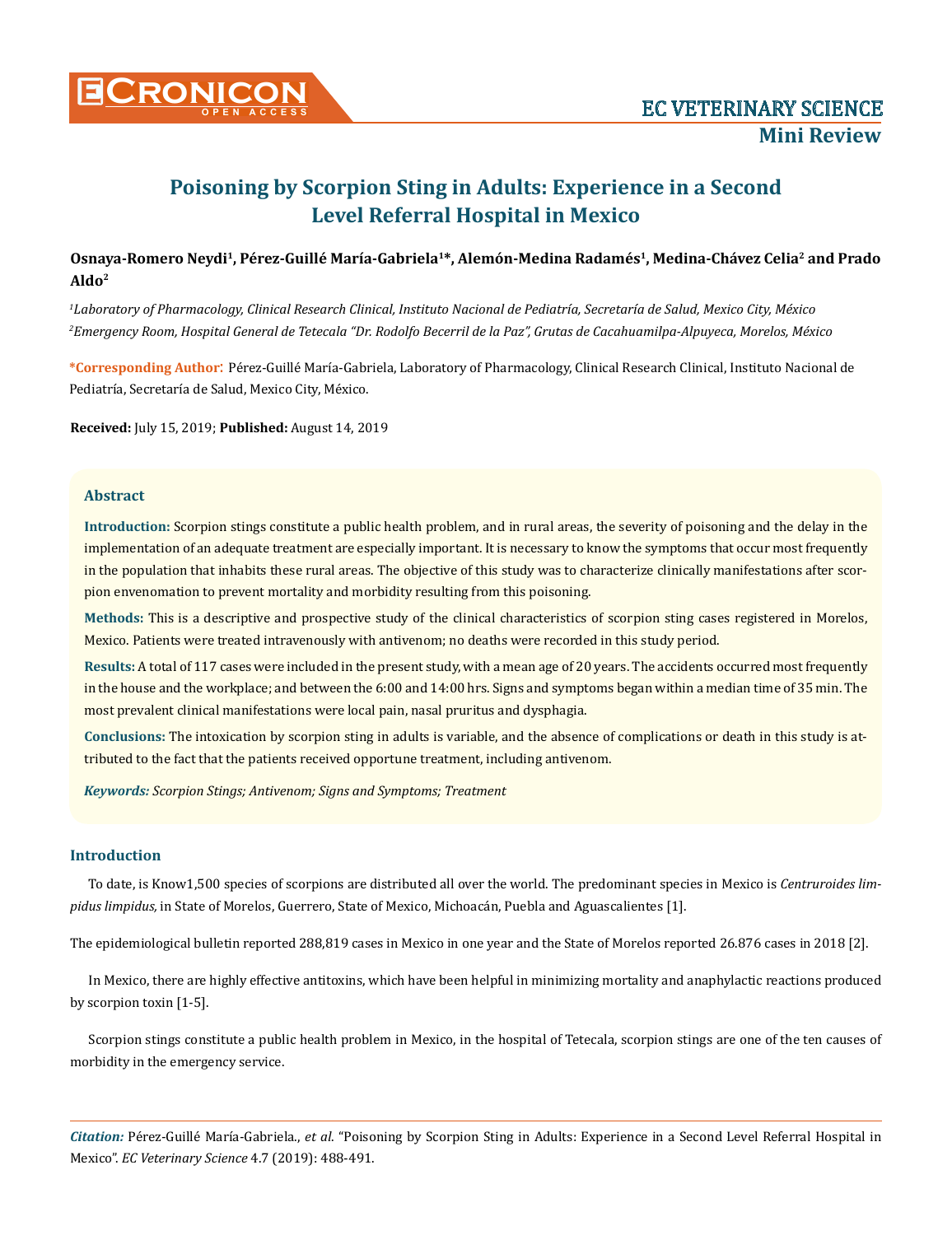EC VETERINARY SCIENCE

Mini Review

# Poisoning by Scorpion Sting in Adults: Experience in a Second Level Referral Hospital in Mexico

**Osnaya-Romero Neydi[1], Pérez-Guillé María-Gabriela[1]*, Alemón-Medina Radamés[1], Medina-Chávez Celia[2] and Prado Aldo[2]**

*[1]Laboratory of Pharmacology, Clinical Research Clinical, Instituto Nacional de Pediatría, Secretaría de Salud, Mexico City, México*

*[2]Emergency Room, Hospital General de Tetecala "Dr. Rodolfo Becerril de la Paz", Grutas de Cacahuamilpa-Alpuyeca, Morelos, México*

**\*Corresponding Author**: Pérez-Guillé María-Gabriela, Laboratory of Pharmacology, Clinical Research Clinical, Instituto Nacional de Pediatría, Secretaría de Salud, Mexico City, México.

**Received:** July 15, 2019; **Published:** August 14, 2019

## Abstract

**Introduction:** Scorpion stings constitute a public health problem, and in rural areas, the severity of poisoning and the delay in the implementation of an adequate treatment are especially important. It is necessary to know the symptoms that occur most frequently in the population that inhabits these rural areas. The objective of this study was to characterize clinically manifestations after scorpion envenomation to prevent mortality and morbidity resulting from this poisoning.

**Methods:** This is a descriptive and prospective study of the clinical characteristics of scorpion sting cases registered in Morelos, Mexico. Patients were treated intravenously with antivenom; no deaths were recorded in this study period.

**Results:** A total of 117 cases were included in the present study, with a mean age of 20 years. The accidents occurred most frequently in the house and the workplace; and between the 6:00 and 14:00 hrs. Signs and symptoms began within a median time of 35 min. The most prevalent clinical manifestations were local pain, nasal pruritus and dysphagia.

**Conclusions:** The intoxication by scorpion sting in adults is variable, and the absence of complications or death in this study is attributed to the fact that the patients received opportune treatment, including antivenom.

***Keywords:*** *Scorpion Stings; Antivenom; Signs and Symptoms; Treatment*

## Introduction

To date, is Know1,500 species of scorpions are distributed all over the world. The predominant species in Mexico is *Centruroides limpidus limpidus,* in State of Morelos, Guerrero, State of Mexico, Michoacán, Puebla and Aguascalientes [1].

The epidemiological bulletin reported 288,819 cases in Mexico in one year and the State of Morelos reported 26.876 cases in 2018 [2].

In Mexico, there are highly effective antitoxins, which have been helpful in minimizing mortality and anaphylactic reactions produced by scorpion toxin [1-5].

Scorpion stings constitute a public health problem in Mexico, in the hospital of Tetecala, scorpion stings are one of the ten causes of morbidity in the emergency service.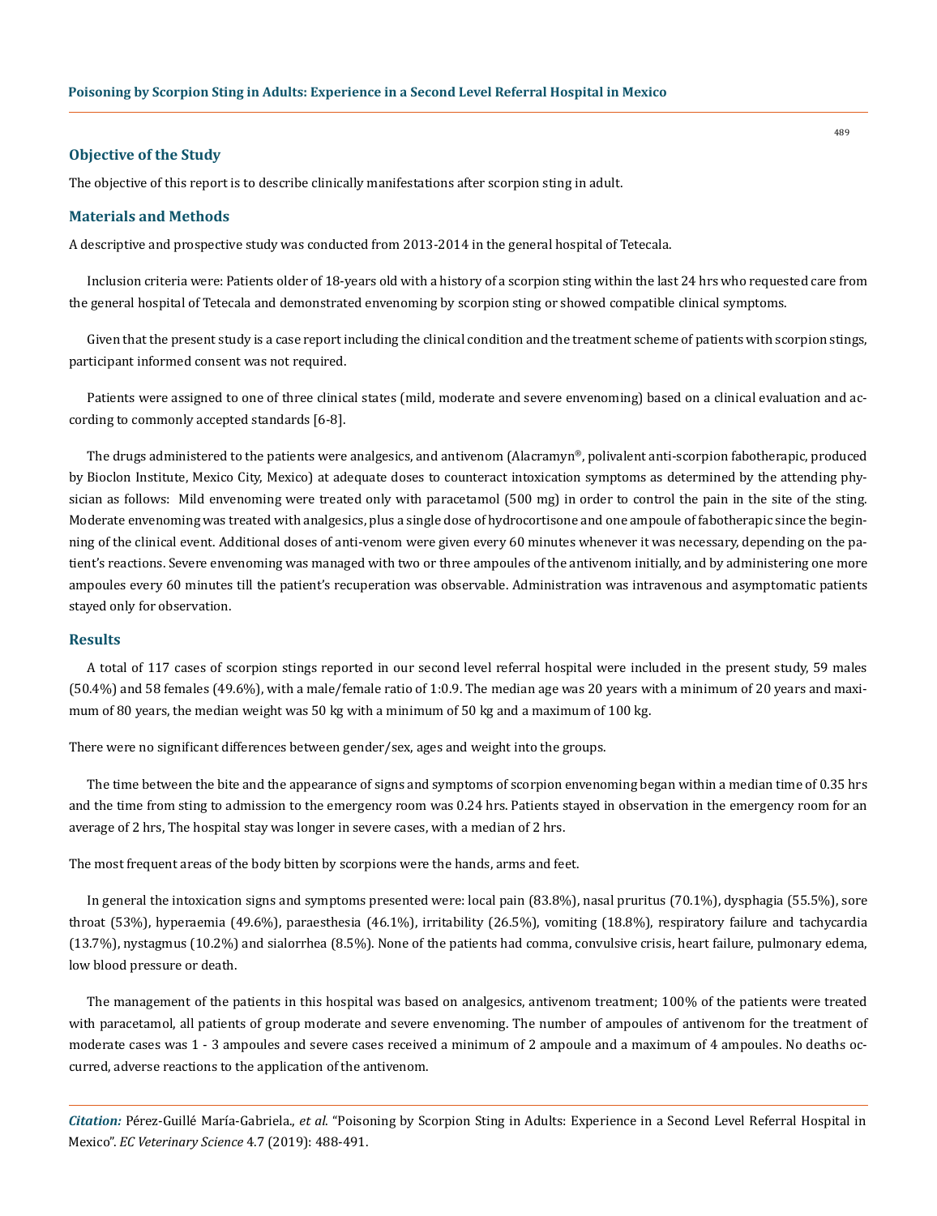## Objective of the Study

The objective of this report is to describe clinically manifestations after scorpion sting in adult.

## Materials and Methods

A descriptive and prospective study was conducted from 2013-2014 in the general hospital of Tetecala.

Inclusion criteria were: Patients older of 18-years old with a history of a scorpion sting within the last 24 hrs who requested care from the general hospital of Tetecala and demonstrated envenoming by scorpion sting or showed compatible clinical symptoms.

Given that the present study is a case report including the clinical condition and the treatment scheme of patients with scorpion stings, participant informed consent was not required.

Patients were assigned to one of three clinical states (mild, moderate and severe envenoming) based on a clinical evaluation and according to commonly accepted standards [6-8].

The drugs administered to the patients were analgesics, and antivenom (Alacramyn®, polivalent anti-scorpion fabotherapic, produced by Bioclon Institute, Mexico City, Mexico) at adequate doses to counteract intoxication symptoms as determined by the attending physician as follows: Mild envenoming were treated only with paracetamol (500 mg) in order to control the pain in the site of the sting. Moderate envenoming was treated with analgesics, plus a single dose of hydrocortisone and one ampoule of fabotherapic since the beginning of the clinical event. Additional doses of anti-venom were given every 60 minutes whenever it was necessary, depending on the patient's reactions. Severe envenoming was managed with two or three ampoules of the antivenom initially, and by administering one more ampoules every 60 minutes till the patient's recuperation was observable. Administration was intravenous and asymptomatic patients stayed only for observation.

## Results

A total of 117 cases of scorpion stings reported in our second level referral hospital were included in the present study, 59 males (50.4%) and 58 females (49.6%), with a male/female ratio of 1:0.9. The median age was 20 years with a minimum of 20 years and maximum of 80 years, the median weight was 50 kg with a minimum of 50 kg and a maximum of 100 kg.

There were no significant differences between gender/sex, ages and weight into the groups.

The time between the bite and the appearance of signs and symptoms of scorpion envenoming began within a median time of 0.35 hrs and the time from sting to admission to the emergency room was 0.24 hrs. Patients stayed in observation in the emergency room for an average of 2 hrs, The hospital stay was longer in severe cases, with a median of 2 hrs.

The most frequent areas of the body bitten by scorpions were the hands, arms and feet.

In general the intoxication signs and symptoms presented were: local pain (83.8%), nasal pruritus (70.1%), dysphagia (55.5%), sore throat (53%), hyperaemia (49.6%), paraesthesia (46.1%), irritability (26.5%), vomiting (18.8%), respiratory failure and tachycardia (13.7%), nystagmus (10.2%) and sialorrhea (8.5%). None of the patients had comma, convulsive crisis, heart failure, pulmonary edema, low blood pressure or death.

The management of the patients in this hospital was based on analgesics, antivenom treatment; 100% of the patients were treated with paracetamol, all patients of group moderate and severe envenoming. The number of ampoules of antivenom for the treatment of moderate cases was 1 - 3 ampoules and severe cases received a minimum of 2 ampoule and a maximum of 4 ampoules. No deaths occurred, adverse reactions to the application of the antivenom.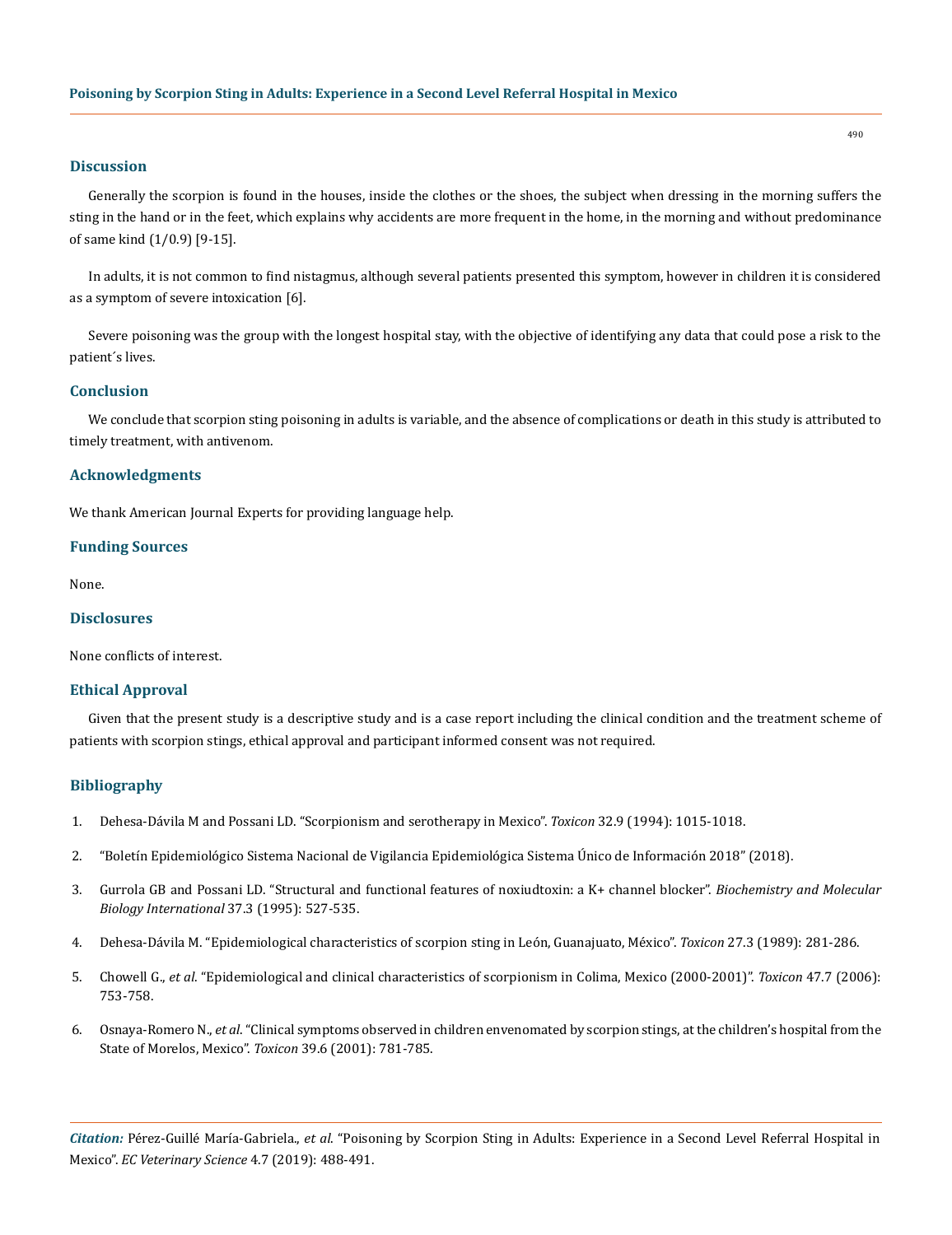## Discussion

Generally the scorpion is found in the houses, inside the clothes or the shoes, the subject when dressing in the morning suffers the sting in the hand or in the feet, which explains why accidents are more frequent in the home, in the morning and without predominance of same kind (1/0.9) [9-15].

In adults, it is not common to find nistagmus, although several patients presented this symptom, however in children it is considered as a symptom of severe intoxication [6].

Severe poisoning was the group with the longest hospital stay, with the objective of identifying any data that could pose a risk to the patient´s lives.

## Conclusion

We conclude that scorpion sting poisoning in adults is variable, and the absence of complications or death in this study is attributed to timely treatment, with antivenom.

## Acknowledgments

We thank American Journal Experts for providing language help.

## Funding Sources

None.

## Disclosures

None conflicts of interest.

## Ethical Approval

Given that the present study is a descriptive study and is a case report including the clinical condition and the treatment scheme of patients with scorpion stings, ethical approval and participant informed consent was not required.

## Bibliography

1. Dehesa-Dávila M and Possani LD. "Scorpionism and serotherapy in Mexico". *Toxicon* 32.9 (1994): 1015-1018.
2. "Boletín Epidemiológico Sistema Nacional de Vigilancia Epidemiológica Sistema Único de Información 2018" (2018).
3. Gurrola GB and Possani LD. "Structural and functional features of noxiudtoxin: a K+ channel blocker". *Biochemistry and Molecular Biology International* 37.3 (1995): 527-535.
4. Dehesa-Dávila M. "Epidemiological characteristics of scorpion sting in León, Guanajuato, México". *Toxicon* 27.3 (1989): 281-286.
5. Chowell G., *et al*. "Epidemiological and clinical characteristics of scorpionism in Colima, Mexico (2000-2001)". *Toxicon* 47.7 (2006): 753-758.
6. Osnaya-Romero N., *et al*. "Clinical symptoms observed in children envenomated by scorpion stings, at the children's hospital from the State of Morelos, Mexico". *Toxicon* 39.6 (2001): 781-785.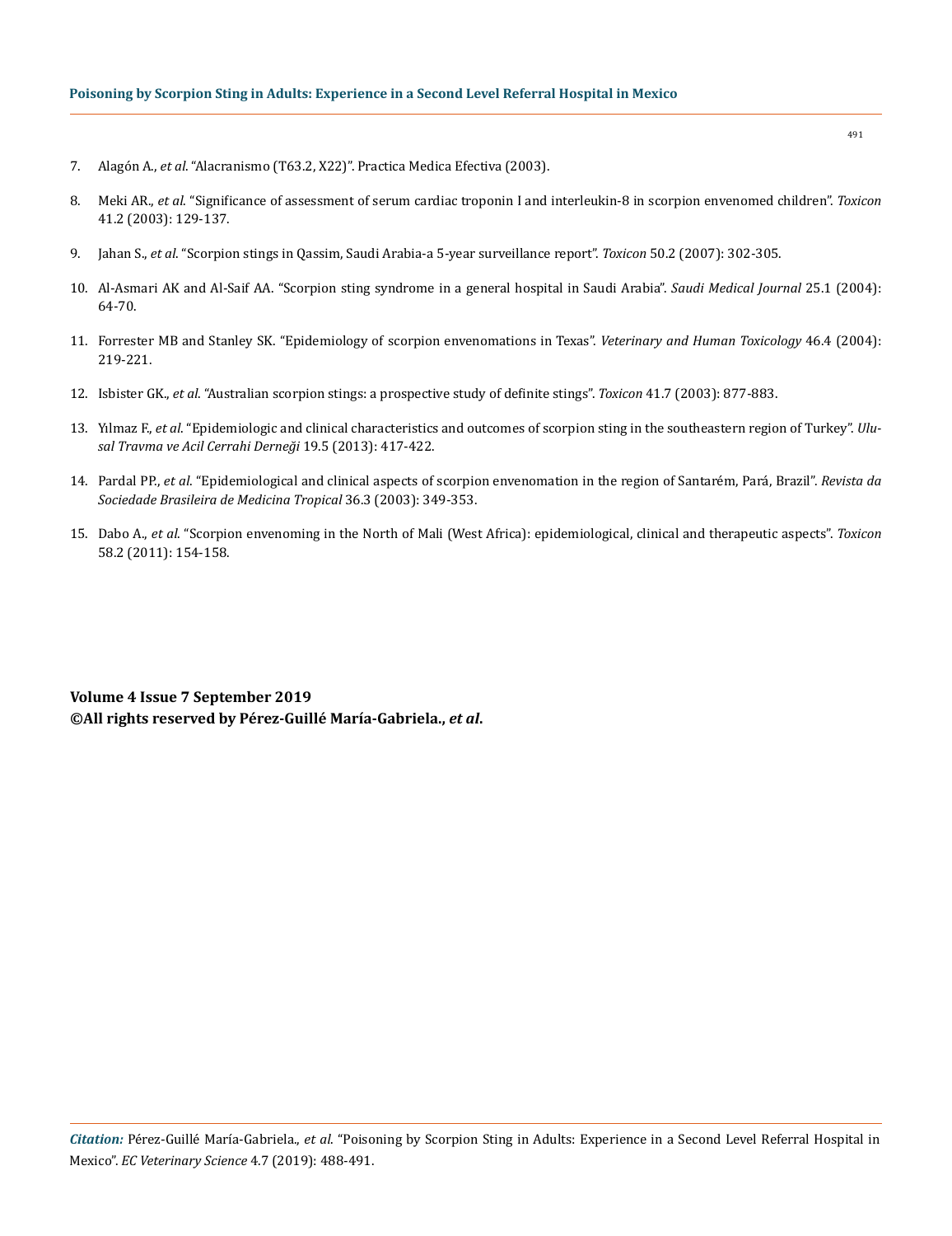7. Alagón A., *et al*. "Alacranismo (T63.2, X22)". Practica Medica Efectiva (2003).

8. Meki AR., *et al*. "Significance of assessment of serum cardiac troponin I and interleukin-8 in scorpion envenomed children". *Toxicon* 41.2 (2003): 129-137.

9. Jahan S., *et al*. "Scorpion stings in Qassim, Saudi Arabia-a 5-year surveillance report". *Toxicon* 50.2 (2007): 302-305.

10. Al-Asmari AK and Al-Saif AA. "Scorpion sting syndrome in a general hospital in Saudi Arabia". *Saudi Medical Journal* 25.1 (2004): 64-70.

11. Forrester MB and Stanley SK. "Epidemiology of scorpion envenomations in Texas". *Veterinary and Human Toxicology* 46.4 (2004): 219-221.

12. Isbister GK., *et al*. "Australian scorpion stings: a prospective study of definite stings". *Toxicon* 41.7 (2003): 877-883.

13. Yılmaz F., *et al*. "Epidemiologic and clinical characteristics and outcomes of scorpion sting in the southeastern region of Turkey". *Ulusal Travma ve Acil Cerrahi Derneği* 19.5 (2013): 417-422.

14. Pardal PP., *et al*. "Epidemiological and clinical aspects of scorpion envenomation in the region of Santarém, Pará, Brazil". *Revista da Sociedade Brasileira de Medicina Tropical* 36.3 (2003): 349-353.

15. Dabo A., *et al*. "Scorpion envenoming in the North of Mali (West Africa): epidemiological, clinical and therapeutic aspects". *Toxicon* 58.2 (2011): 154-158.

**Volume 4 Issue 7 September 2019**
**©All rights reserved by Pérez-Guillé María-Gabriela.,** ***et al*****.**